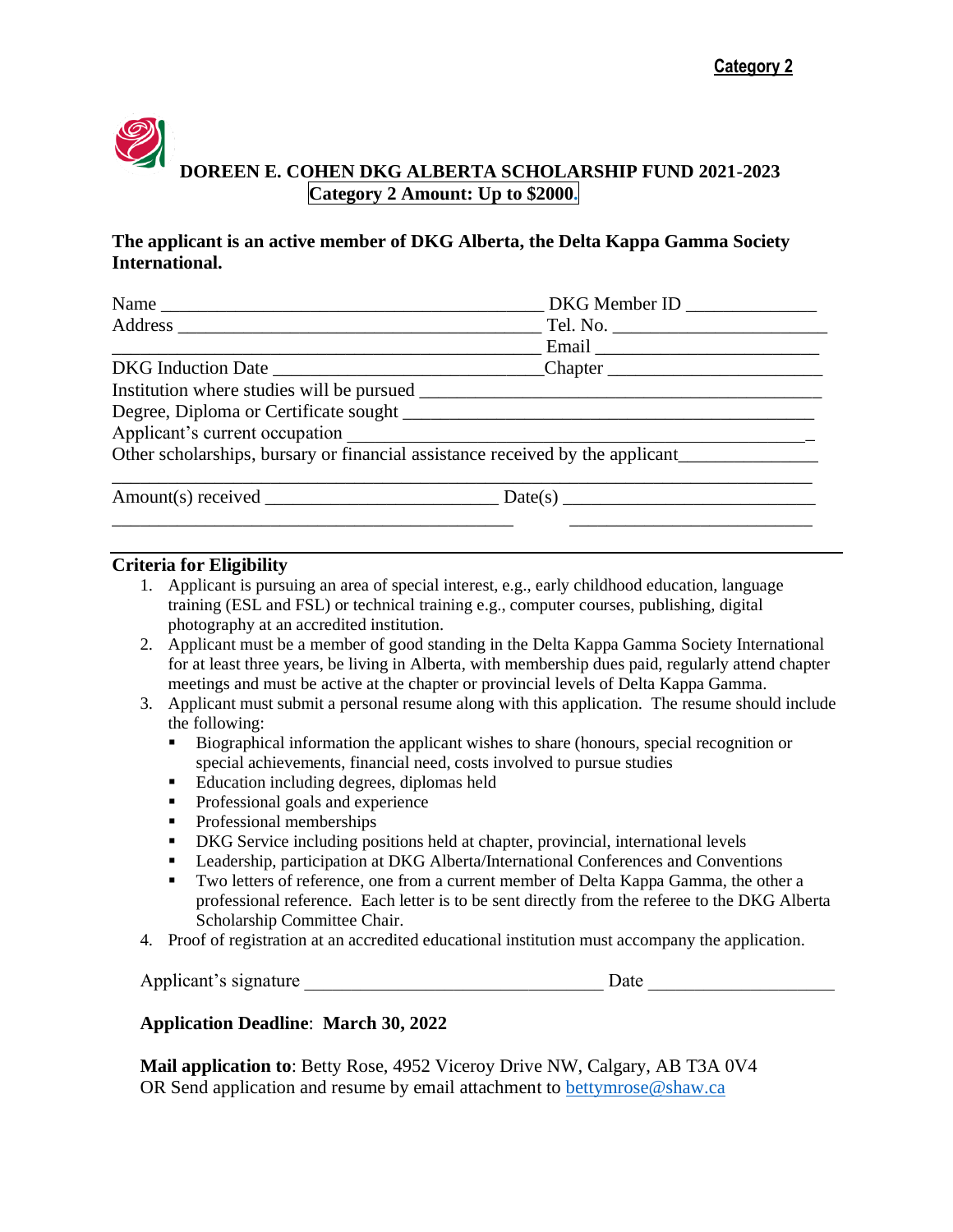**Category 2**

# DOREEN E. COHEN DKG ALBERTA SCHOLARSHIP FUND 2021-2023

**Category 2 Amount: Up to $2000.**

**The applicant is an active member of DKG Alberta, the Delta Kappa Gamma Society International.**

Name ________________________________________ DKG Member ID _____________
Address ______________________________________ Tel. No. ______________________
______________________________________________ Email ______________________
DKG Induction Date ___________________________Chapter ______________________
Institution where studies will be pursued __________________________________________
Degree, Diploma or Certificate sought _____________________________________________
Applicant's current occupation _________________________________________________
Other scholarships, bursary or financial assistance received by the applicant______________
____________________________________________________________________________
Amount(s) received _______________________ Date(s) _________________________
___________________________________________ _________________________

## Criteria for Eligibility

1. Applicant is pursuing an area of special interest, e.g., early childhood education, language training (ESL and FSL) or technical training e.g., computer courses, publishing, digital photography at an accredited institution.
2. Applicant must be a member of good standing in the Delta Kappa Gamma Society International for at least three years, be living in Alberta, with membership dues paid, regularly attend chapter meetings and must be active at the chapter or provincial levels of Delta Kappa Gamma.
3. Applicant must submit a personal resume along with this application. The resume should include the following:
   - Biographical information the applicant wishes to share (honours, special recognition or special achievements, financial need, costs involved to pursue studies
   - Education including degrees, diplomas held
   - Professional goals and experience
   - Professional memberships
   - DKG Service including positions held at chapter, provincial, international levels
   - Leadership, participation at DKG Alberta/International Conferences and Conventions
   - Two letters of reference, one from a current member of Delta Kappa Gamma, the other a professional reference. Each letter is to be sent directly from the referee to the DKG Alberta Scholarship Committee Chair.
4. Proof of registration at an accredited educational institution must accompany the application.

Applicant's signature ______________________________ Date ___________________

**Application Deadline**: **March 30, 2022**

**Mail application to**: Betty Rose, 4952 Viceroy Drive NW, Calgary, AB T3A 0V4
OR Send application and resume by email attachment to bettymrose@shaw.ca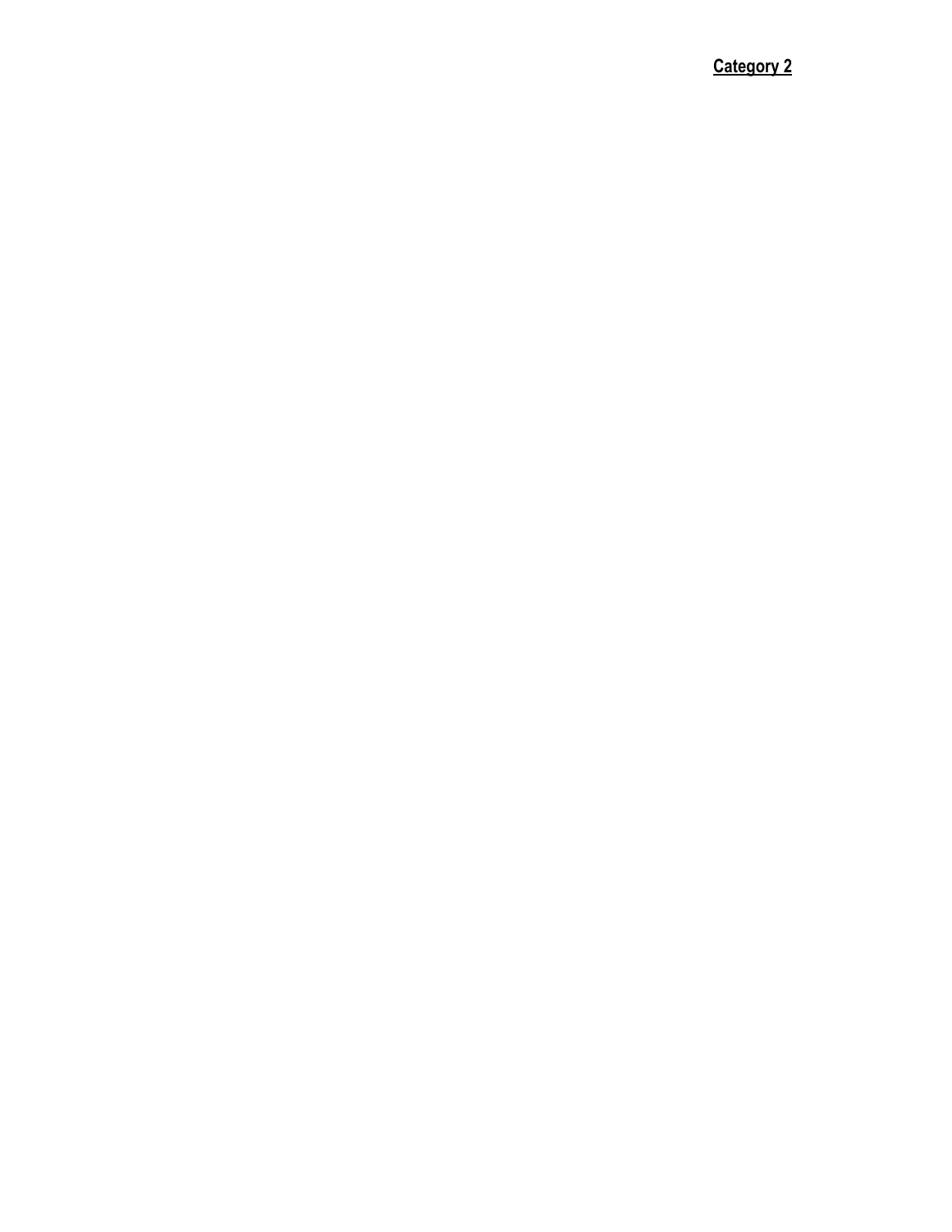**Category 2**